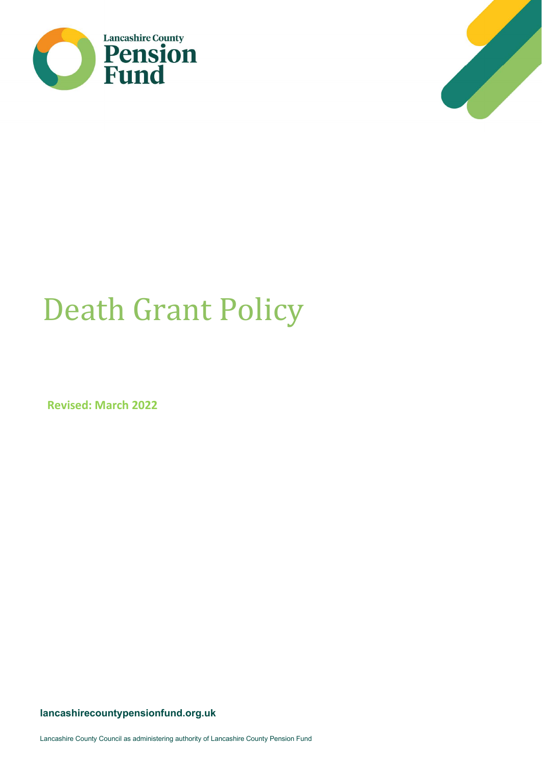Lancashire County Pension Fund

# Death Grant Policy

**Revised: March 2022**

**lancashirecountypensionfund.org.uk**

Lancashire County Council as administering authority of Lancashire County Pension Fund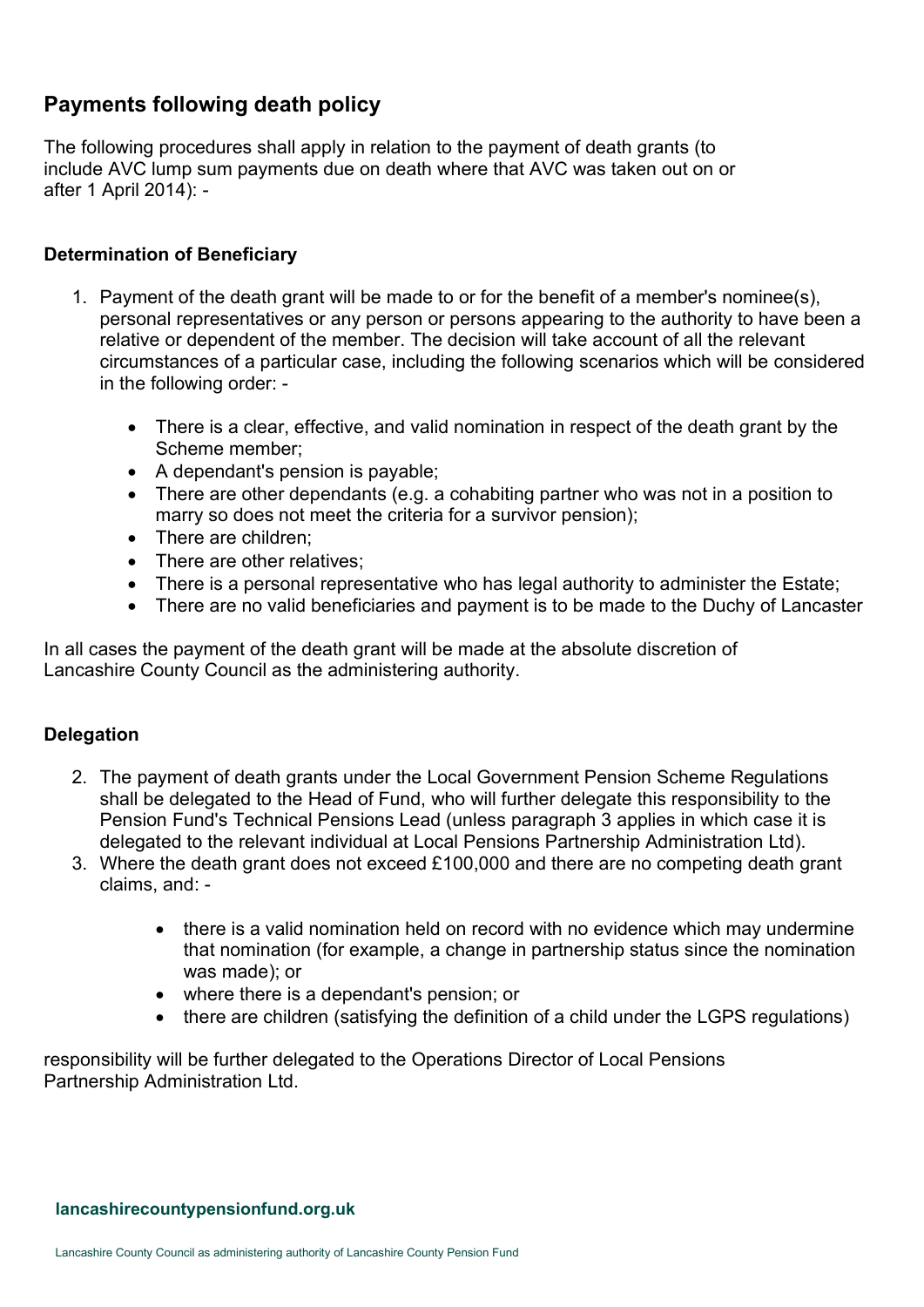## Payments following death policy

The following procedures shall apply in relation to the payment of death grants (to include AVC lump sum payments due on death where that AVC was taken out on or after 1 April 2014): -

### Determination of Beneficiary

1. Payment of the death grant will be made to or for the benefit of a member's nominee(s), personal representatives or any person or persons appearing to the authority to have been a relative or dependent of the member. The decision will take account of all the relevant circumstances of a particular case, including the following scenarios which will be considered in the following order: -

    - There is a clear, effective, and valid nomination in respect of the death grant by the Scheme member;
    - A dependant's pension is payable;
    - There are other dependants (e.g. a cohabiting partner who was not in a position to marry so does not meet the criteria for a survivor pension);
    - There are children;
    - There are other relatives;
    - There is a personal representative who has legal authority to administer the Estate;
    - There are no valid beneficiaries and payment is to be made to the Duchy of Lancaster

In all cases the payment of the death grant will be made at the absolute discretion of Lancashire County Council as the administering authority.

### Delegation

2. The payment of death grants under the Local Government Pension Scheme Regulations shall be delegated to the Head of Fund, who will further delegate this responsibility to the Pension Fund's Technical Pensions Lead (unless paragraph 3 applies in which case it is delegated to the relevant individual at Local Pensions Partnership Administration Ltd).
3. Where the death grant does not exceed £100,000 and there are no competing death grant claims, and: -

    - there is a valid nomination held on record with no evidence which may undermine that nomination (for example, a change in partnership status since the nomination was made); or
    - where there is a dependant's pension; or
    - there are children (satisfying the definition of a child under the LGPS regulations)

responsibility will be further delegated to the Operations Director of Local Pensions Partnership Administration Ltd.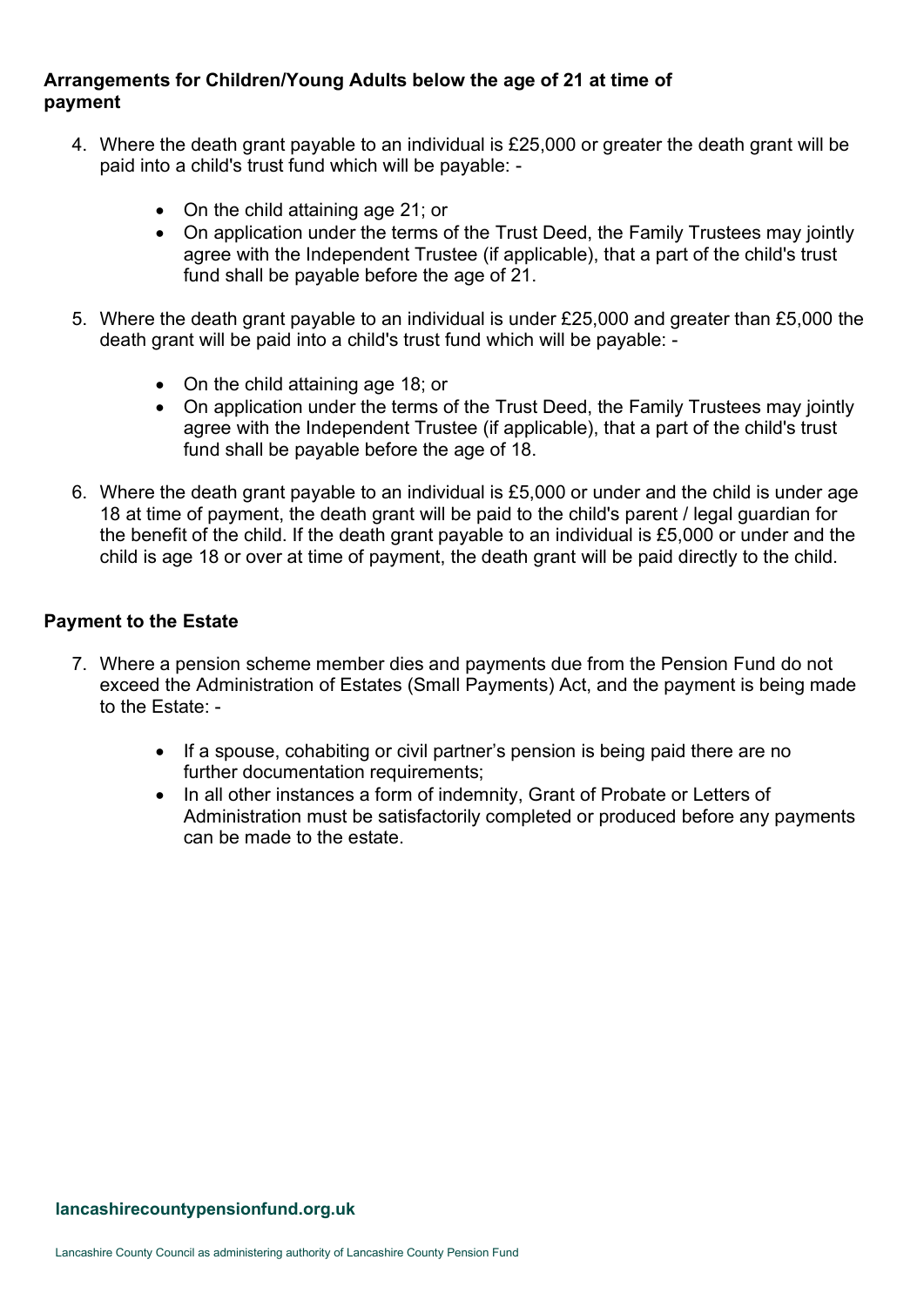### Arrangements for Children/Young Adults below the age of 21 at time of payment

4. Where the death grant payable to an individual is £25,000 or greater the death grant will be paid into a child's trust fund which will be payable: -

    - On the child attaining age 21; or
    - On application under the terms of the Trust Deed, the Family Trustees may jointly agree with the Independent Trustee (if applicable), that a part of the child's trust fund shall be payable before the age of 21.

5. Where the death grant payable to an individual is under £25,000 and greater than £5,000 the death grant will be paid into a child's trust fund which will be payable: -

    - On the child attaining age 18; or
    - On application under the terms of the Trust Deed, the Family Trustees may jointly agree with the Independent Trustee (if applicable), that a part of the child's trust fund shall be payable before the age of 18.

6. Where the death grant payable to an individual is £5,000 or under and the child is under age 18 at time of payment, the death grant will be paid to the child's parent / legal guardian for the benefit of the child. If the death grant payable to an individual is £5,000 or under and the child is age 18 or over at time of payment, the death grant will be paid directly to the child.

### Payment to the Estate

7. Where a pension scheme member dies and payments due from the Pension Fund do not exceed the Administration of Estates (Small Payments) Act, and the payment is being made to the Estate: -

    - If a spouse, cohabiting or civil partner's pension is being paid there are no further documentation requirements;
    - In all other instances a form of indemnity, Grant of Probate or Letters of Administration must be satisfactorily completed or produced before any payments can be made to the estate.